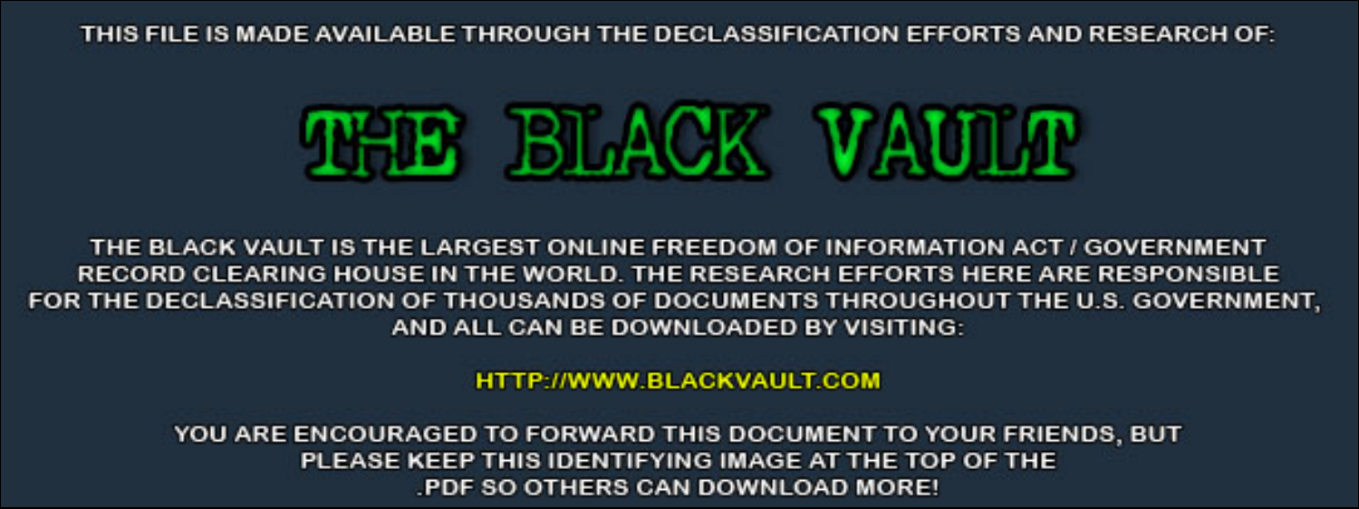THIS FILE IS MADE AVAILABLE THROUGH THE DECLASSIFICATION EFFORTS AND RESEARCH OF:

# THE BLACK VAULT

THE BLACK VAULT IS THE LARGEST ONLINE FREEDOM OF INFORMATION ACT / GOVERNMENT RECORD CLEARING HOUSE IN THE WORLD. THE RESEARCH EFFORTS HERE ARE RESPONSIBLE FOR THE DECLASSIFICATION OF THOUSANDS OF DOCUMENTS THROUGHOUT THE U.S. GOVERNMENT, AND ALL CAN BE DOWNLOADED BY VISITING:

HTTP://WWW.BLACKVAULT.COM

YOU ARE ENCOURAGED TO FORWARD THIS DOCUMENT TO YOUR FRIENDS, BUT PLEASE KEEP THIS IDENTIFYING IMAGE AT THE TOP OF THE .PDF SO OTHERS CAN DOWNLOAD MORE!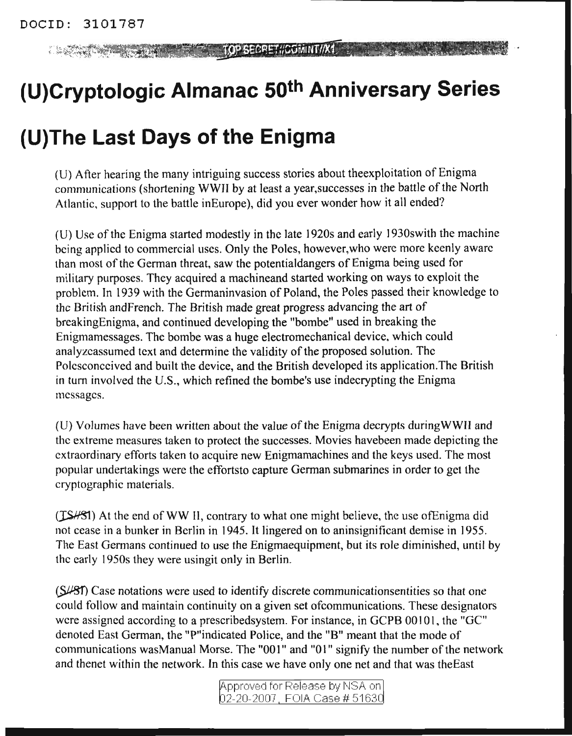# (U)Cryptologic Almanac 50th Anniversary Series

# (U)The Last Days of the Enigma

(U) After hearing the many intriguing success stories about theexploitation of Enigma communications (shortening WWII by at least a year,successes in the battle of the North Atlantic, support to the battle inEurope), did you ever wonder how it all ended?

(U) Use of the Enigma started modestly in the late 1920s and early 1930swith the machine being applied to commercial uses. Only the Poles, however,who were more keenly aware than most of the German threat, saw the potentialdangers of Enigma being used for military purposes. They acquired a machineand started working on ways to exploit the problem. In 1939 with the Germaninvasion of Poland, the Poles passed their knowledge to the British andFrench. The British made great progress advancing the art of breakingEnigma, and continued developing the "bombe" used in breaking the Enigmamessages. The bombe was a huge electromechanical device, which could analyzeassumed text and determine the validity of the proposed solution. The Polesconceived and built the device, and the British developed its application.The British in turn involved the U.S., which refined the bombe's use indecrypting the Enigma messages.

(U) Volumes have been written about the value of the Enigma decrypts duringWWII and the extreme measures taken to protect the successes. Movies havebeen made depicting the extraordinary efforts taken to acquire new Enigmamachines and the keys used. The most popular undertakings were the effortsto capture German submarines in order to get the cryptographic materials.

(TS//SI) At the end of WW II, contrary to what one might believe, the use ofEnigma did not cease in a bunker in Berlin in 1945. It lingered on to aninsignificant demise in 1955. The East Germans continued to use the Enigmaequipment, but its role diminished, until by the early 1950s they were usingit only in Berlin.

(S//SI) Case notations were used to identify discrete communicationsentities so that one could follow and maintain continuity on a given set ofcommunications. These designators were assigned according to a prescribedsystem. For instance, in GCPB 00101, the "GC" denoted East German, the "P"indicated Police, and the "B" meant that the mode of communications wasManual Morse. The "001" and "01" signify the number of the network and thenet within the network. In this case we have only one net and that was theEast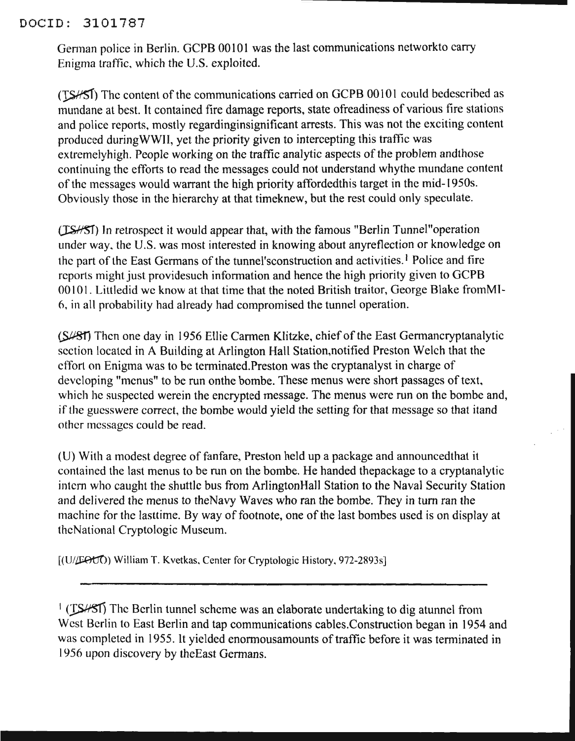German police in Berlin. GCPB 00101 was the last communications networkto carry Enigma traffic, which the U.S. exploited.

(TS//SI) The content of the communications carried on GCPB 00101 could bedescribed as mundane at best. It contained fire damage reports, state ofreadiness of various fire stations and police reports, mostly regardinginsignificant arrests. This was not the exciting content produced duringWWII, yet the priority given to intercepting this traffic was extremelyhigh. People working on the traffic analytic aspects of the problem andthose continuing the efforts to read the messages could not understand whythe mundane content of the messages would warrant the high priority affordedthis target in the mid-1950s. Obviously those in the hierarchy at that timeknew, but the rest could only speculate.

(TS//SI) In retrospect it would appear that, with the famous "Berlin Tunnel"operation under way, the U.S. was most interested in knowing about anyreflection or knowledge on the part of the East Germans of the tunnel'sconstruction and activities.[1] Police and fire reports might just providesuch information and hence the high priority given to GCPB 00101. Littledid we know at that time that the noted British traitor, George Blake fromMI-6, in all probability had already had compromised the tunnel operation.

(S//SI) Then one day in 1956 Ellie Carmen Klitzke, chief of the East Germancryptanalytic section located in A Building at Arlington Hall Station,notified Preston Welch that the effort on Enigma was to be terminated.Preston was the cryptanalyst in charge of developing "menus" to be run onthe bombe. These menus were short passages of text, which he suspected werein the encrypted message. The menus were run on the bombe and, if the guesswere correct, the bombe would yield the setting for that message so that itand other messages could be read.

(U) With a modest degree of fanfare, Preston held up a package and announcedthat it contained the last menus to be run on the bombe. He handed thepackage to a cryptanalytic intern who caught the shuttle bus from ArlingtonHall Station to the Naval Security Station and delivered the menus to theNavy Waves who ran the bombe. They in turn ran the machine for the lasttime. By way of footnote, one of the last bombes used is on display at theNational Cryptologic Museum.

[(U//FOUO) William T. Kvetkas, Center for Cryptologic History, 972-2893s]

---

[1] (TS//SI) The Berlin tunnel scheme was an elaborate undertaking to dig atunnel from West Berlin to East Berlin and tap communications cables.Construction began in 1954 and was completed in 1955. It yielded enormousamounts of traffic before it was terminated in 1956 upon discovery by theEast Germans.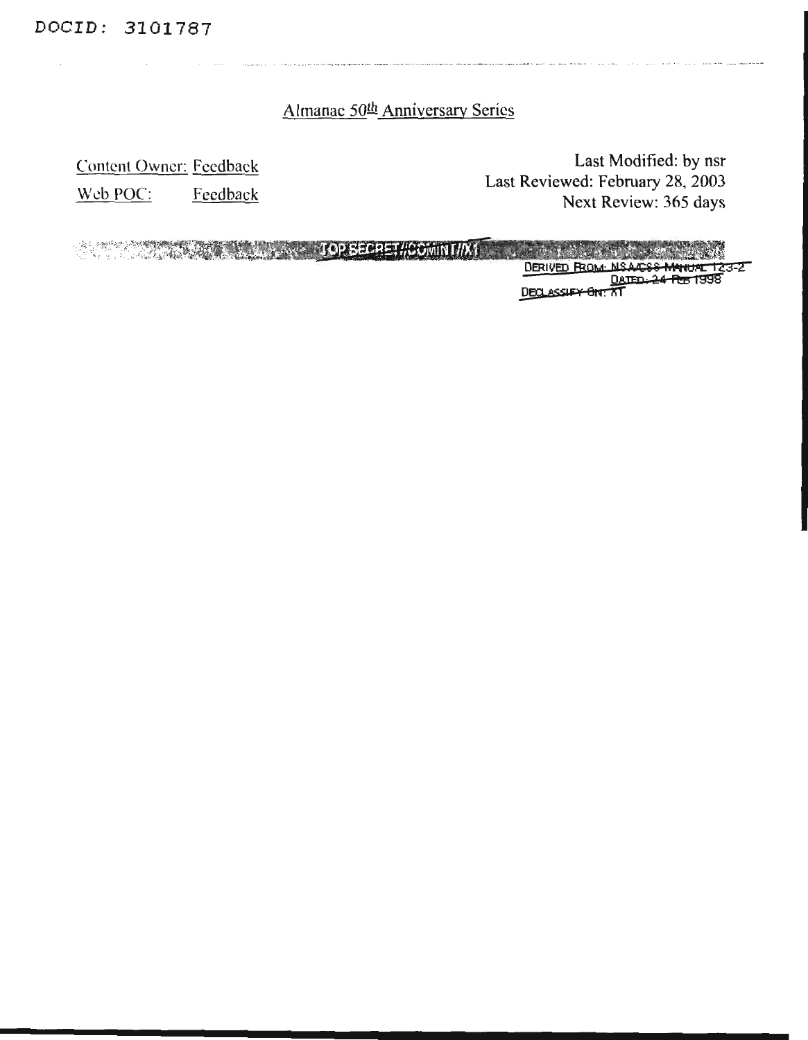Almanac 50th Anniversary Series

Content Owner: Feedback
Web POC: Feedback

Last Modified: by nsr
Last Reviewed: February 28, 2003
Next Review: 365 days

TOP SECRET//COMINT//X1

DERIVED FROM: NSA/CSS MANUAL 123-2
DATED: 24 FEB 1998
DECLASSIFY ON: X1